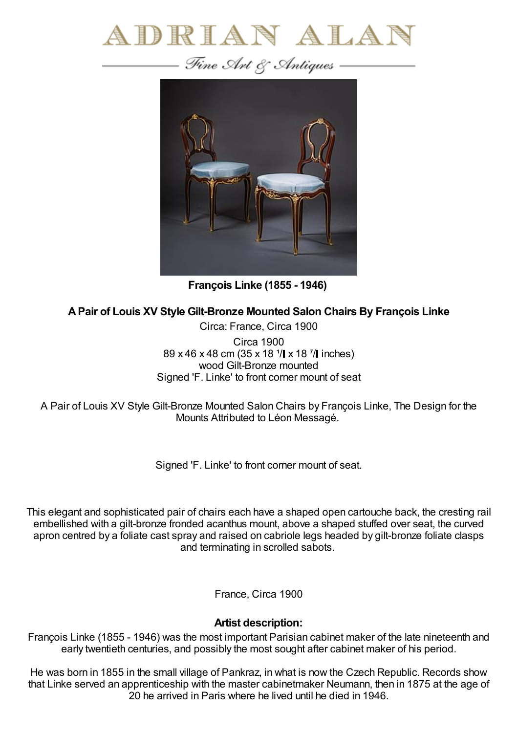# ADRIAN ALAN

*Fine Art & Antiques*

**François Linke (1855 - 1946)**

### A Pair of Louis XV Style Gilt-Bronze Mounted Salon Chairs By François Linke

Circa: France, Circa 1900

Circa 1900
89 x 46 x 48 cm (35 x 18 ¹/ x 18 ⁷/ inches)
wood Gilt-Bronze mounted
Signed 'F. Linke' to front corner mount of seat

A Pair of Louis XV Style Gilt-Bronze Mounted Salon Chairs by François Linke, The Design for the Mounts Attributed to Léon Messagé.

Signed 'F. Linke' to front corner mount of seat.

This elegant and sophisticated pair of chairs each have a shaped open cartouche back, the cresting rail embellished with a gilt-bronze fronded acanthus mount, above a shaped stuffed over seat, the curved apron centred by a foliate cast spray and raised on cabriole legs headed by gilt-bronze foliate clasps and terminating in scrolled sabots.

France, Circa 1900

**Artist description:**

François Linke (1855 - 1946) was the most important Parisian cabinet maker of the late nineteenth and early twentieth centuries, and possibly the most sought after cabinet maker of his period.

He was born in 1855 in the small village of Pankraz, in what is now the Czech Republic. Records show that Linke served an apprenticeship with the master cabinetmaker Neumann, then in 1875 at the age of 20 he arrived in Paris where he lived until he died in 1946.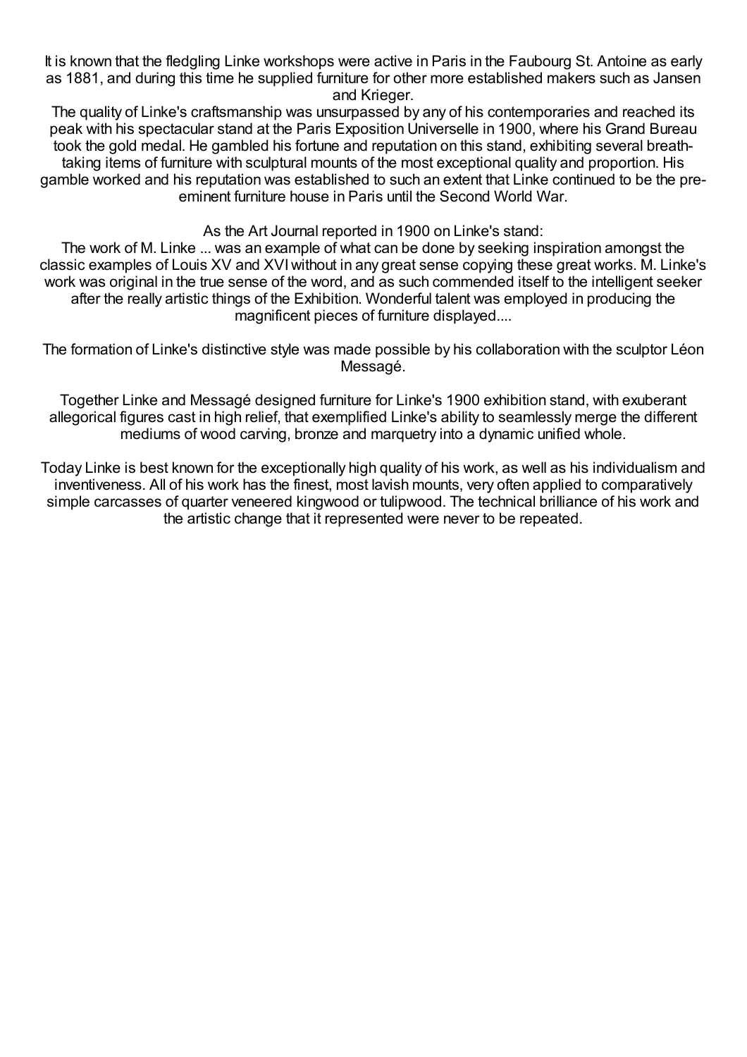It is known that the fledgling Linke workshops were active in Paris in the Faubourg St. Antoine as early as 1881, and during this time he supplied furniture for other more established makers such as Jansen and Krieger.
The quality of Linke's craftsmanship was unsurpassed by any of his contemporaries and reached its peak with his spectacular stand at the Paris Exposition Universelle in 1900, where his Grand Bureau took the gold medal. He gambled his fortune and reputation on this stand, exhibiting several breath-taking items of furniture with sculptural mounts of the most exceptional quality and proportion. His gamble worked and his reputation was established to such an extent that Linke continued to be the pre-eminent furniture house in Paris until the Second World War.

As the Art Journal reported in 1900 on Linke's stand:
The work of M. Linke ... was an example of what can be done by seeking inspiration amongst the classic examples of Louis XV and XVI without in any great sense copying these great works. M. Linke's work was original in the true sense of the word, and as such commended itself to the intelligent seeker after the really artistic things of the Exhibition. Wonderful talent was employed in producing the magnificent pieces of furniture displayed....

The formation of Linke's distinctive style was made possible by his collaboration with the sculptor Léon Messagé.

Together Linke and Messagé designed furniture for Linke's 1900 exhibition stand, with exuberant allegorical figures cast in high relief, that exemplified Linke's ability to seamlessly merge the different mediums of wood carving, bronze and marquetry into a dynamic unified whole.

Today Linke is best known for the exceptionally high quality of his work, as well as his individualism and inventiveness. All of his work has the finest, most lavish mounts, very often applied to comparatively simple carcasses of quarter veneered kingwood or tulipwood. The technical brilliance of his work and the artistic change that it represented were never to be repeated.